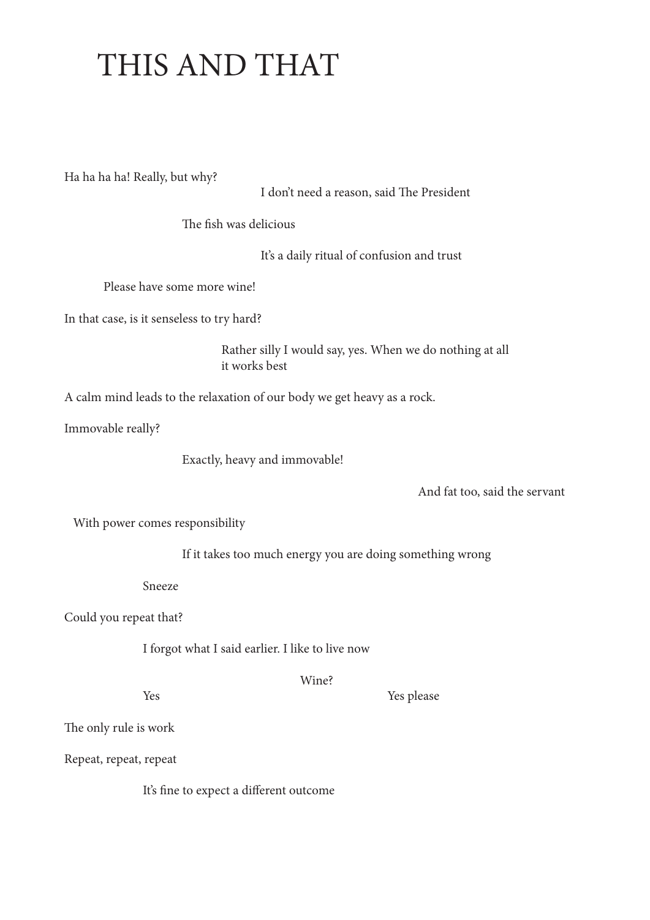# THIS AND THAT

Ha ha ha ha! Really, but why?

I don't need a reason, said The President

The fish was delicious

It's a daily ritual of confusion and trust

Please have some more wine!

In that case, is it senseless to try hard?

Rather silly I would say, yes. When we do nothing at all it works best

A calm mind leads to the relaxation of our body we get heavy as a rock.

Immovable really?

Exactly, heavy and immovable!

And fat too, said the servant

With power comes responsibility

If it takes too much energy you are doing something wrong

Sneeze

Could you repeat that?

I forgot what I said earlier. I like to live now

Wine?

Yes

Yes please

The only rule is work

Repeat, repeat, repeat

It's fine to expect a different outcome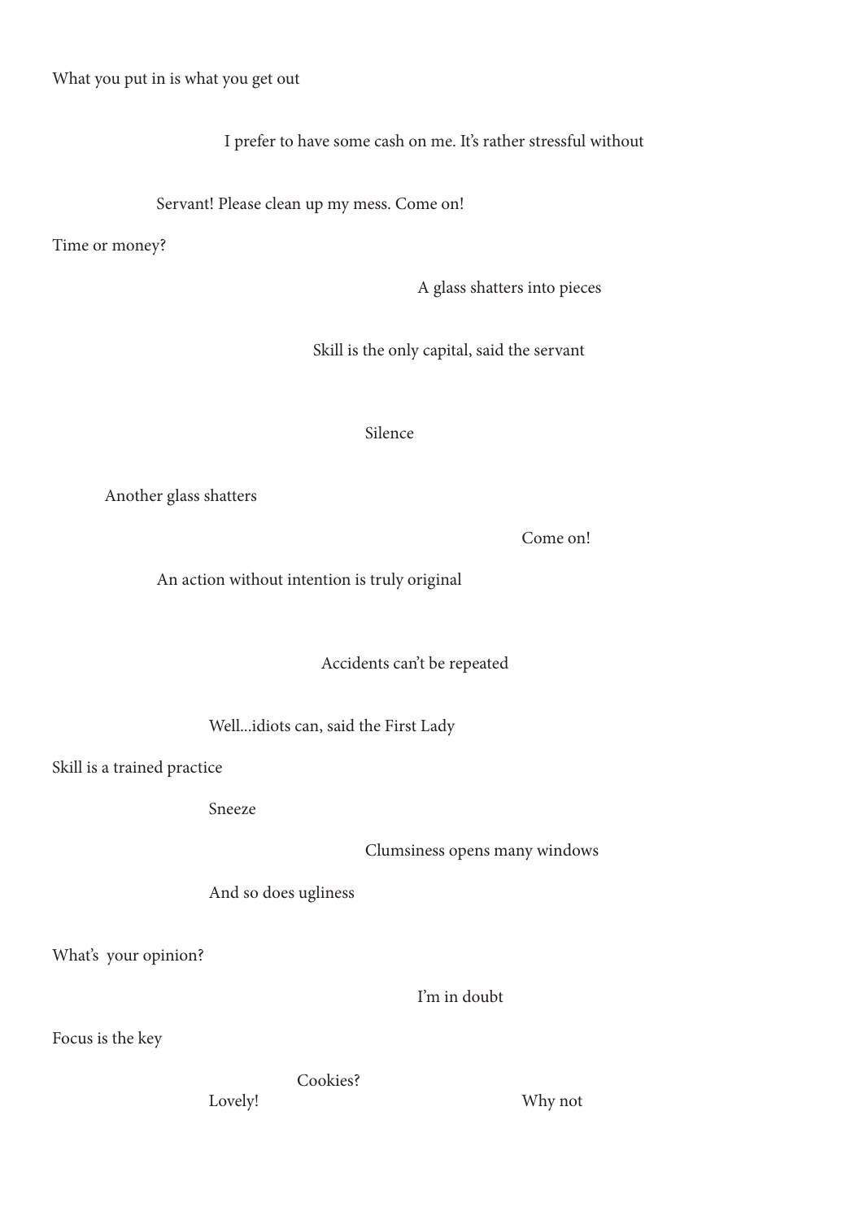What you put in is what you get out

I prefer to have some cash on me. It's rather stressful without

Servant! Please clean up my mess. Come on!

Time or money?

A glass shatters into pieces

Skill is the only capital, said the servant

Silence

Another glass shatters

Come on!

An action without intention is truly original

Accidents can't be repeated

Well...idiots can, said the First Lady

Skill is a trained practice

Sneeze

Clumsiness opens many windows

And so does ugliness

What's  your opinion?

I'm in doubt

Focus is the key

Cookies?

Lovely!

Why not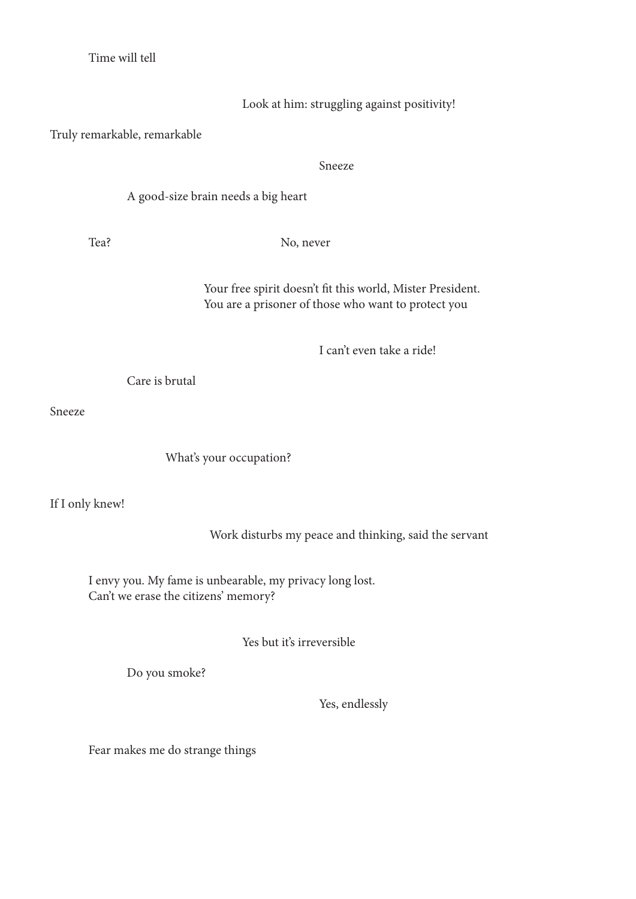Time will tell

Look at him: struggling against positivity!

Truly remarkable, remarkable

Sneeze

A good-size brain needs a big heart

Tea?

No, never

Your free spirit doesn't fit this world, Mister President.
You are a prisoner of those who want to protect you

I can't even take a ride!

Care is brutal

Sneeze

What's your occupation?

If I only knew!

Work disturbs my peace and thinking, said the servant

I envy you. My fame is unbearable, my privacy long lost.
Can't we erase the citizens' memory?

Yes but it's irreversible

Do you smoke?

Yes, endlessly

Fear makes me do strange things